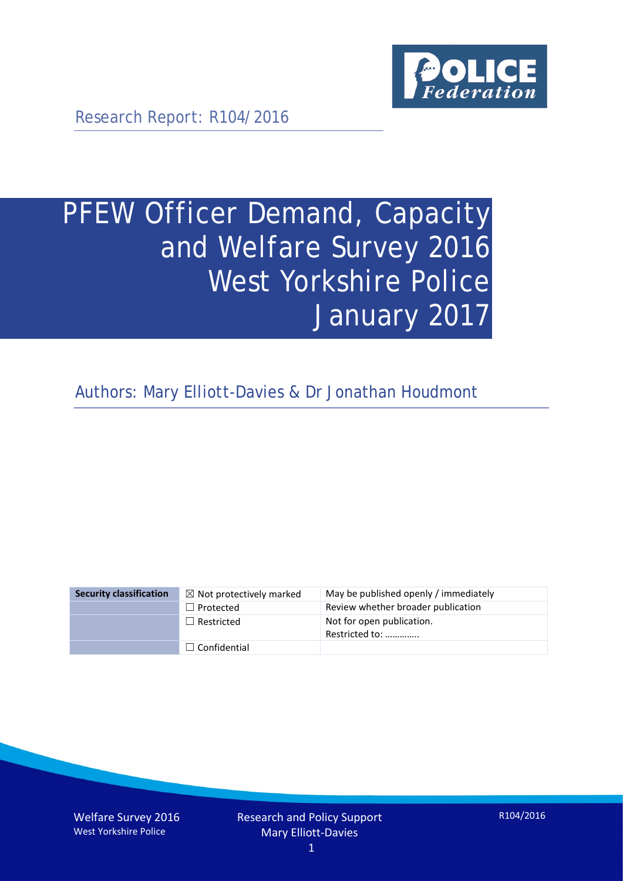Research Report: R104/2016

# PFEW Officer Demand, Capacity and Welfare Survey 2016 West Yorkshire Police January 2017

Authors: Mary Elliott-Davies & Dr Jonathan Houdmont

| Security classification | | |
|---|---|---|
| | ☒ Not protectively marked | May be published openly / immediately |
| | ☐ Protected | Review whether broader publication |
| | ☐ Restricted | Not for open publication. Restricted to: ………….. |
| | ☐ Confidential | |

Welfare Survey 2016
West Yorkshire Police

Research and Policy Support
Mary Elliott-Davies

R104/2016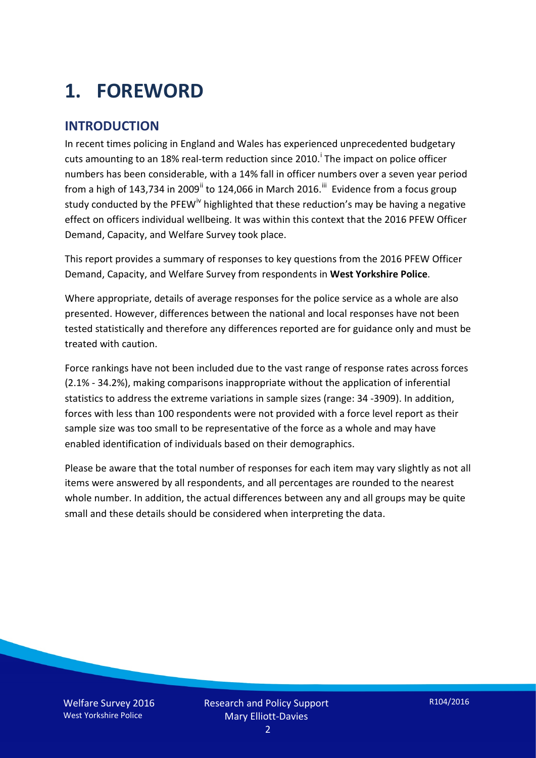# 1. FOREWORD

## INTRODUCTION

In recent times policing in England and Wales has experienced unprecedented budgetary cuts amounting to an 18% real-term reduction since 2010.[i] The impact on police officer numbers has been considerable, with a 14% fall in officer numbers over a seven year period from a high of 143,734 in 2009[ii] to 124,066 in March 2016.[iii] Evidence from a focus group study conducted by the PFEW[iv] highlighted that these reduction's may be having a negative effect on officers individual wellbeing. It was within this context that the 2016 PFEW Officer Demand, Capacity, and Welfare Survey took place.

This report provides a summary of responses to key questions from the 2016 PFEW Officer Demand, Capacity, and Welfare Survey from respondents in **West Yorkshire Police**.

Where appropriate, details of average responses for the police service as a whole are also presented. However, differences between the national and local responses have not been tested statistically and therefore any differences reported are for guidance only and must be treated with caution.

Force rankings have not been included due to the vast range of response rates across forces (2.1% - 34.2%), making comparisons inappropriate without the application of inferential statistics to address the extreme variations in sample sizes (range: 34 -3909). In addition, forces with less than 100 respondents were not provided with a force level report as their sample size was too small to be representative of the force as a whole and may have enabled identification of individuals based on their demographics.

Please be aware that the total number of responses for each item may vary slightly as not all items were answered by all respondents, and all percentages are rounded to the nearest whole number. In addition, the actual differences between any and all groups may be quite small and these details should be considered when interpreting the data.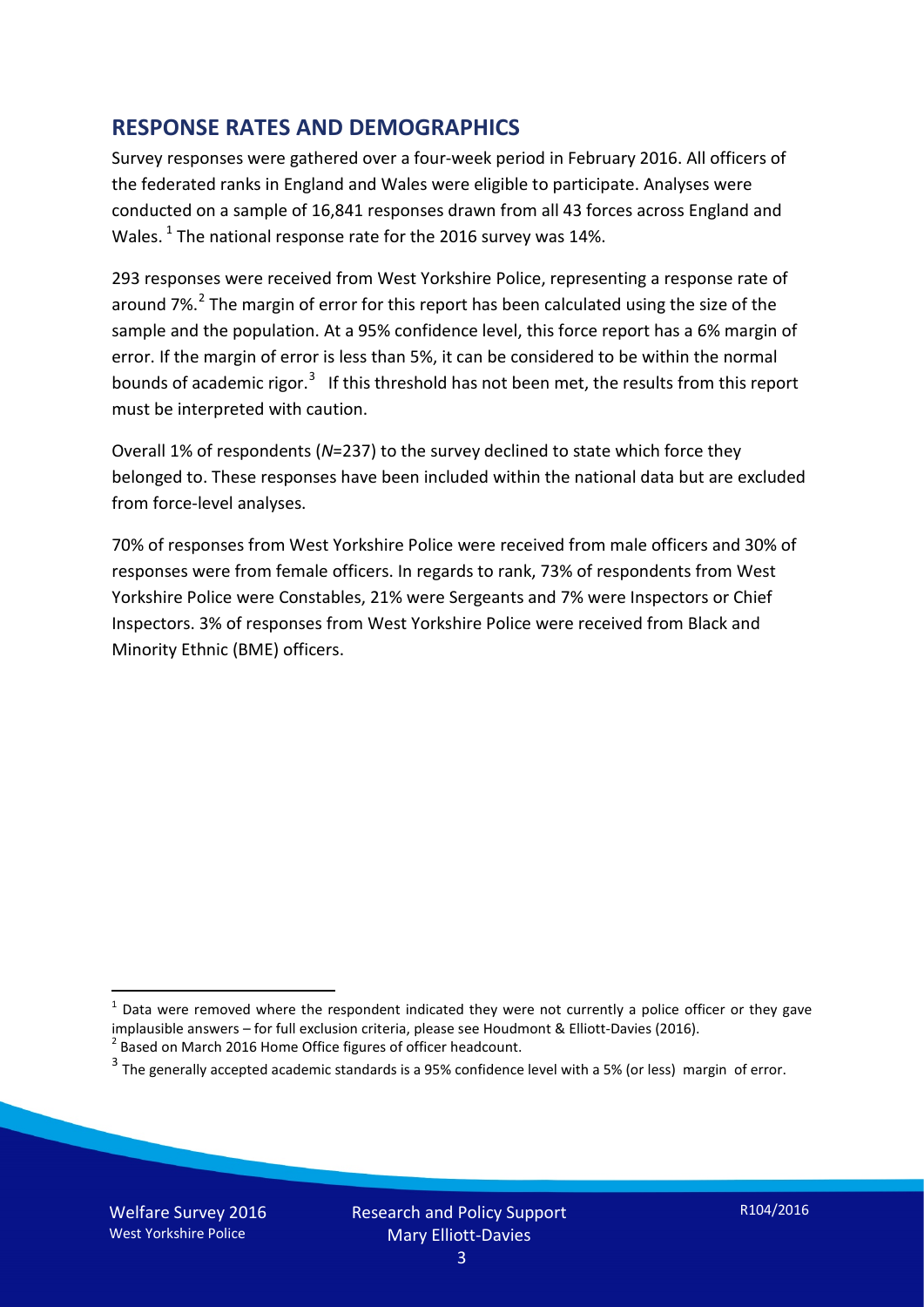## RESPONSE RATES AND DEMOGRAPHICS

Survey responses were gathered over a four-week period in February 2016. All officers of the federated ranks in England and Wales were eligible to participate. Analyses were conducted on a sample of 16,841 responses drawn from all 43 forces across England and Wales. [1] The national response rate for the 2016 survey was 14%.

293 responses were received from West Yorkshire Police, representing a response rate of around 7%. [2] The margin of error for this report has been calculated using the size of the sample and the population. At a 95% confidence level, this force report has a 6% margin of error. If the margin of error is less than 5%, it can be considered to be within the normal bounds of academic rigor. [3] If this threshold has not been met, the results from this report must be interpreted with caution.

Overall 1% of respondents (*N*=237) to the survey declined to state which force they belonged to. These responses have been included within the national data but are excluded from force-level analyses.

70% of responses from West Yorkshire Police were received from male officers and 30% of responses were from female officers. In regards to rank, 73% of respondents from West Yorkshire Police were Constables, 21% were Sergeants and 7% were Inspectors or Chief Inspectors. 3% of responses from West Yorkshire Police were received from Black and Minority Ethnic (BME) officers.

---

[1] Data were removed where the respondent indicated they were not currently a police officer or they gave implausible answers – for full exclusion criteria, please see Houdmont & Elliott-Davies (2016).

[2] Based on March 2016 Home Office figures of officer headcount.

[3] The generally accepted academic standards is a 95% confidence level with a 5% (or less) margin of error.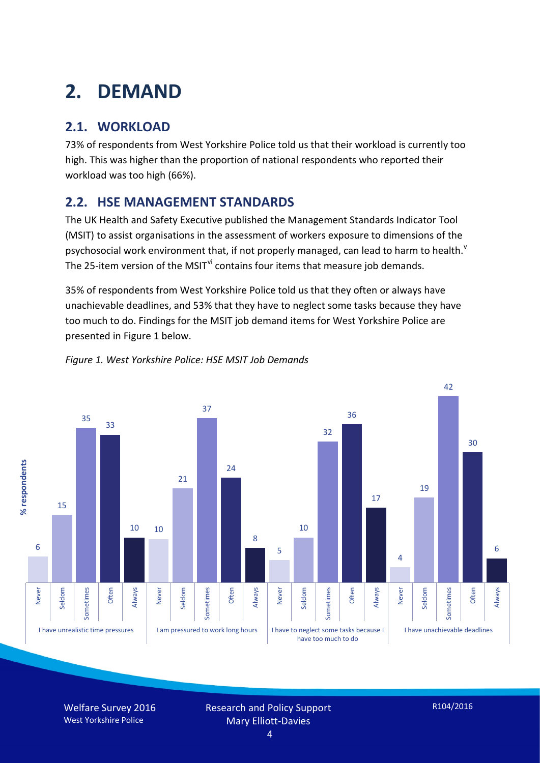# 2. DEMAND

## 2.1. WORKLOAD

73% of respondents from West Yorkshire Police told us that their workload is currently too high. This was higher than the proportion of national respondents who reported their workload was too high (66%).

## 2.2. HSE MANAGEMENT STANDARDS

The UK Health and Safety Executive published the Management Standards Indicator Tool (MSIT) to assist organisations in the assessment of workers exposure to dimensions of the psychosocial work environment that, if not properly managed, can lead to harm to health.[v] The 25-item version of the MSIT[vi] contains four items that measure job demands.

35% of respondents from West Yorkshire Police told us that they often or always have unachievable deadlines, and 53% that they have to neglect some tasks because they have too much to do. Findings for the MSIT job demand items for West Yorkshire Police are presented in Figure 1 below.

*Figure 1. West Yorkshire Police: HSE MSIT Job Demands*

| % respondents | Never | Seldom | Sometimes | Often | Always |
|---|---|---|---|---|---|
| I have unrealistic time pressures | 6 | 15 | 35 | 33 | 10 |
| I am pressured to work long hours | 10 | 21 | 37 | 24 | 8 |
| I have to neglect some tasks because I have too much to do | 5 | 10 | 32 | 36 | 17 |
| I have unachievable deadlines | 4 | 19 | 42 | 30 | 6 |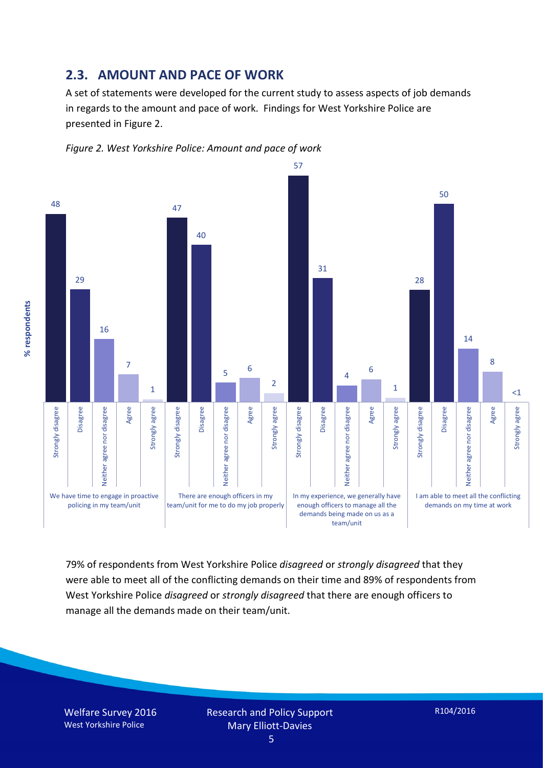## 2.3. AMOUNT AND PACE OF WORK

A set of statements were developed for the current study to assess aspects of job demands in regards to the amount and pace of work. Findings for West Yorkshire Police are presented in Figure 2.

*Figure 2. West Yorkshire Police: Amount and pace of work*

% respondents

We have time to engage in proactive policing in my team/unit
Strongly disagree 48
Disagree 29
Neither agree nor disagree 16
Agree 7
Strongly agree 1

There are enough officers in my team/unit for me to do my job properly
Strongly disagree 47
Disagree 40
Neither agree nor disagree 5
Agree 6
Strongly agree 2

In my experience, we generally have enough officers to manage all the demands being made on us as a team/unit
Strongly disagree 57
Disagree 31
Neither agree nor disagree 4
Agree 6
Strongly agree 1

I am able to meet all the conflicting demands on my time at work
Strongly disagree 28
Disagree 50
Neither agree nor disagree 14
Agree 8
Strongly agree <1

79% of respondents from West Yorkshire Police *disagreed* or *strongly disagreed* that they were able to meet all of the conflicting demands on their time and 89% of respondents from West Yorkshire Police *disagreed* or *strongly disagreed* that there are enough officers to manage all the demands made on their team/unit.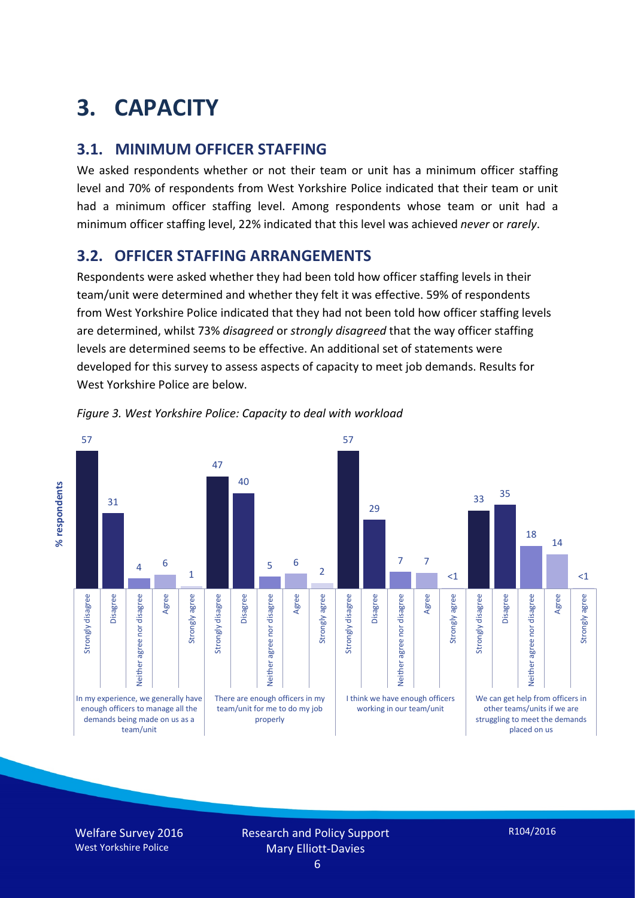# 3. CAPACITY

## 3.1. MINIMUM OFFICER STAFFING

We asked respondents whether or not their team or unit has a minimum officer staffing level and 70% of respondents from West Yorkshire Police indicated that their team or unit had a minimum officer staffing level. Among respondents whose team or unit had a minimum officer staffing level, 22% indicated that this level was achieved *never* or *rarely*.

## 3.2. OFFICER STAFFING ARRANGEMENTS

Respondents were asked whether they had been told how officer staffing levels in their team/unit were determined and whether they felt it was effective. 59% of respondents from West Yorkshire Police indicated that they had not been told how officer staffing levels are determined, whilst 73% *disagreed* or *strongly disagreed* that the way officer staffing levels are determined seems to be effective. An additional set of statements were developed for this survey to assess aspects of capacity to meet job demands. Results for West Yorkshire Police are below.

*Figure 3. West Yorkshire Police: Capacity to deal with workload*

% respondents

In my experience, we generally have enough officers to manage all the demands being made on us as a team/unit
Strongly disagree 57
Disagree 31
Neither agree nor disagree 4
Agree 6
Strongly agree 1

There are enough officers in my team/unit for me to do my job properly
Strongly disagree 47
Disagree 40
Neither agree nor disagree 5
Agree 6
Strongly agree 2

I think we have enough officers working in our team/unit
Strongly disagree 57
Disagree 29
Neither agree nor disagree 7
Agree 7
Strongly agree <1

We can get help from officers in other teams/units if we are struggling to meet the demands placed on us
Strongly disagree 33
Disagree 35
Neither agree nor disagree 18
Agree 14
Strongly agree <1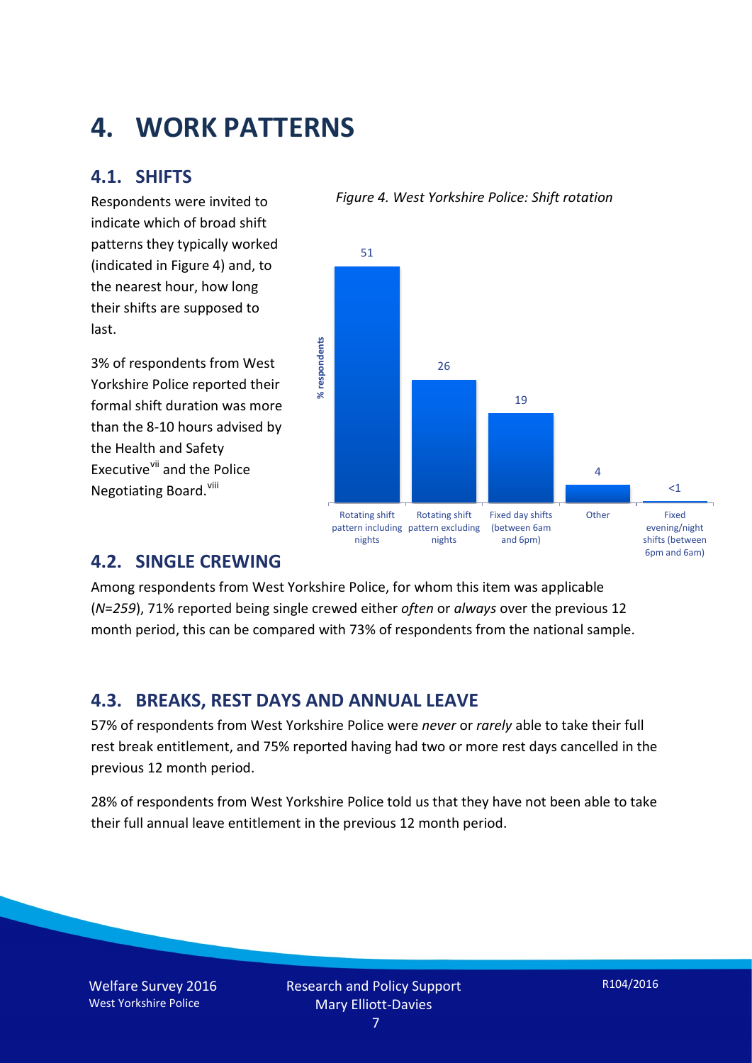# 4. WORK PATTERNS

## 4.1. SHIFTS

Respondents were invited to indicate which of broad shift patterns they typically worked (indicated in Figure 4) and, to the nearest hour, how long their shifts are supposed to last.

3% of respondents from West Yorkshire Police reported their formal shift duration was more than the 8-10 hours advised by the Health and Safety Executive[vii] and the Police Negotiating Board.[viii]

*Figure 4. West Yorkshire Police: Shift rotation*

% respondents

51
26
19
4
<1

Rotating shift pattern including nights
Rotating shift pattern excluding nights
Fixed day shifts (between 6am and 6pm)
Other
Fixed evening/night shifts (between 6pm and 6am)

## 4.2. SINGLE CREWING

Among respondents from West Yorkshire Police, for whom this item was applicable (*N=259*), 71% reported being single crewed either *often* or *always* over the previous 12 month period, this can be compared with 73% of respondents from the national sample.

## 4.3. BREAKS, REST DAYS AND ANNUAL LEAVE

57% of respondents from West Yorkshire Police were *never* or *rarely* able to take their full rest break entitlement, and 75% reported having had two or more rest days cancelled in the previous 12 month period.

28% of respondents from West Yorkshire Police told us that they have not been able to take their full annual leave entitlement in the previous 12 month period.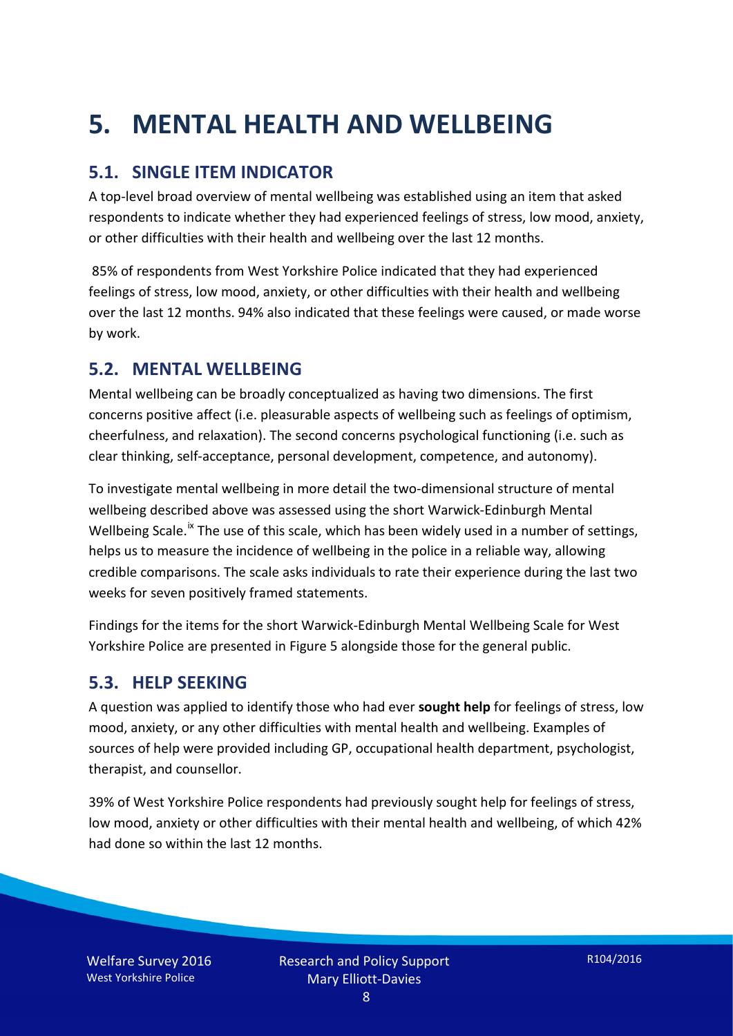# 5. MENTAL HEALTH AND WELLBEING

## 5.1. SINGLE ITEM INDICATOR

A top-level broad overview of mental wellbeing was established using an item that asked respondents to indicate whether they had experienced feelings of stress, low mood, anxiety, or other difficulties with their health and wellbeing over the last 12 months.

85% of respondents from West Yorkshire Police indicated that they had experienced feelings of stress, low mood, anxiety, or other difficulties with their health and wellbeing over the last 12 months. 94% also indicated that these feelings were caused, or made worse by work.

## 5.2. MENTAL WELLBEING

Mental wellbeing can be broadly conceptualized as having two dimensions. The first concerns positive affect (i.e. pleasurable aspects of wellbeing such as feelings of optimism, cheerfulness, and relaxation). The second concerns psychological functioning (i.e. such as clear thinking, self-acceptance, personal development, competence, and autonomy).

To investigate mental wellbeing in more detail the two-dimensional structure of mental wellbeing described above was assessed using the short Warwick-Edinburgh Mental Wellbeing Scale.[ix] The use of this scale, which has been widely used in a number of settings, helps us to measure the incidence of wellbeing in the police in a reliable way, allowing credible comparisons. The scale asks individuals to rate their experience during the last two weeks for seven positively framed statements.

Findings for the items for the short Warwick-Edinburgh Mental Wellbeing Scale for West Yorkshire Police are presented in Figure 5 alongside those for the general public.

## 5.3. HELP SEEKING

A question was applied to identify those who had ever **sought help** for feelings of stress, low mood, anxiety, or any other difficulties with mental health and wellbeing. Examples of sources of help were provided including GP, occupational health department, psychologist, therapist, and counsellor.

39% of West Yorkshire Police respondents had previously sought help for feelings of stress, low mood, anxiety or other difficulties with their mental health and wellbeing, of which 42% had done so within the last 12 months.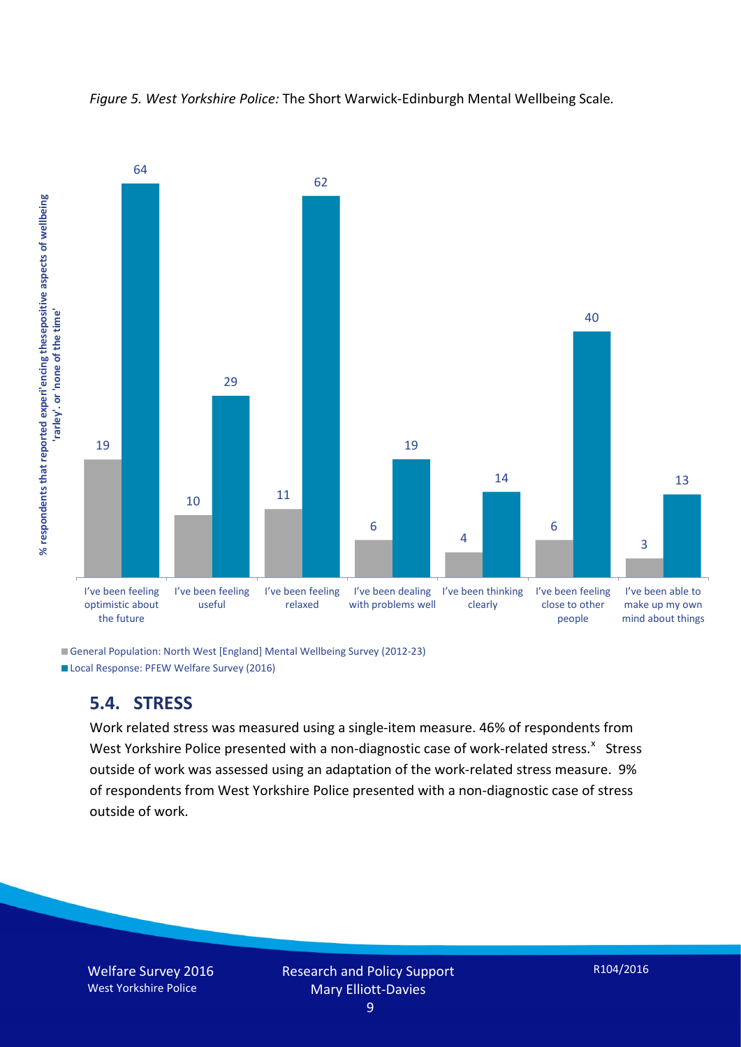*Figure 5. West Yorkshire Police:* The Short Warwick-Edinburgh Mental Wellbeing Scale.

% respondents that reported experi'encing thesepositive aspects of wellbeing 'rarley'. or 'none of the time'

I've been feeling optimistic about the future: 19, 64
I've been feeling useful: 10, 29
I've been feeling relaxed: 11, 62
I've been dealing with problems well: 6, 19
I've been thinking clearly: 4, 14
I've been feeling close to other people: 6, 40
I've been able to make up my own mind about things: 3, 13

General Population: North West [England] Mental Wellbeing Survey (2012-23)
Local Response: PFEW Welfare Survey (2016)

## 5.4. STRESS

Work related stress was measured using a single-item measure. 46% of respondents from West Yorkshire Police presented with a non-diagnostic case of work-related stress.[x] Stress outside of work was assessed using an adaptation of the work-related stress measure. 9% of respondents from West Yorkshire Police presented with a non-diagnostic case of stress outside of work.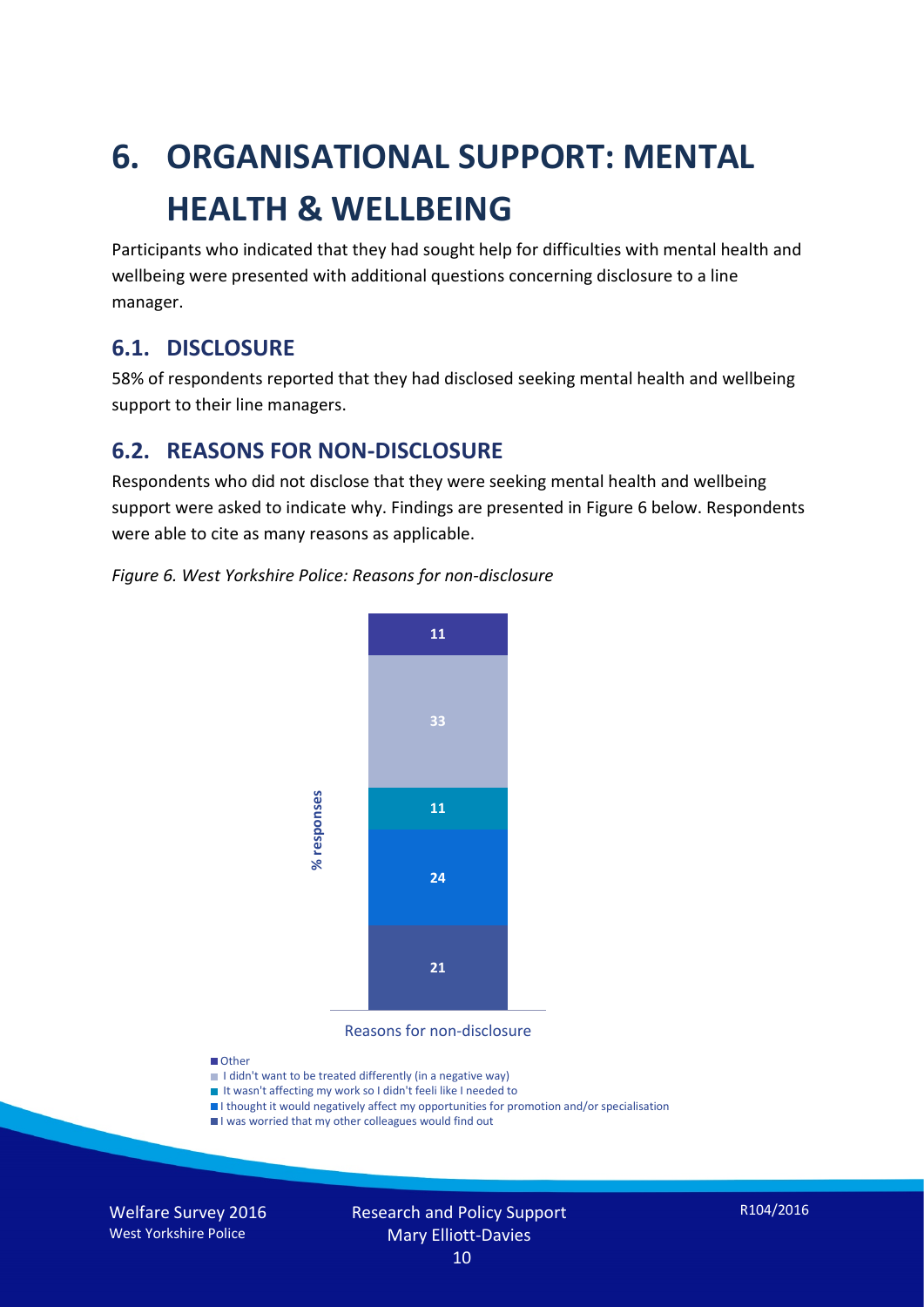# 6. ORGANISATIONAL SUPPORT: MENTAL HEALTH & WELLBEING

Participants who indicated that they had sought help for difficulties with mental health and wellbeing were presented with additional questions concerning disclosure to a line manager.

## 6.1. DISCLOSURE

58% of respondents reported that they had disclosed seeking mental health and wellbeing support to their line managers.

## 6.2. REASONS FOR NON-DISCLOSURE

Respondents who did not disclose that they were seeking mental health and wellbeing support were asked to indicate why. Findings are presented in Figure 6 below. Respondents were able to cite as many reasons as applicable.

*Figure 6. West Yorkshire Police: Reasons for non-disclosure*

% responses

11

33

11

24

21

Reasons for non-disclosure

Other

I didn't want to be treated differently (in a negative way)

It wasn't affecting my work so I didn't feeli like I needed to

I thought it would negatively affect my opportunities for promotion and/or specialisation

I was worried that my other colleagues would find out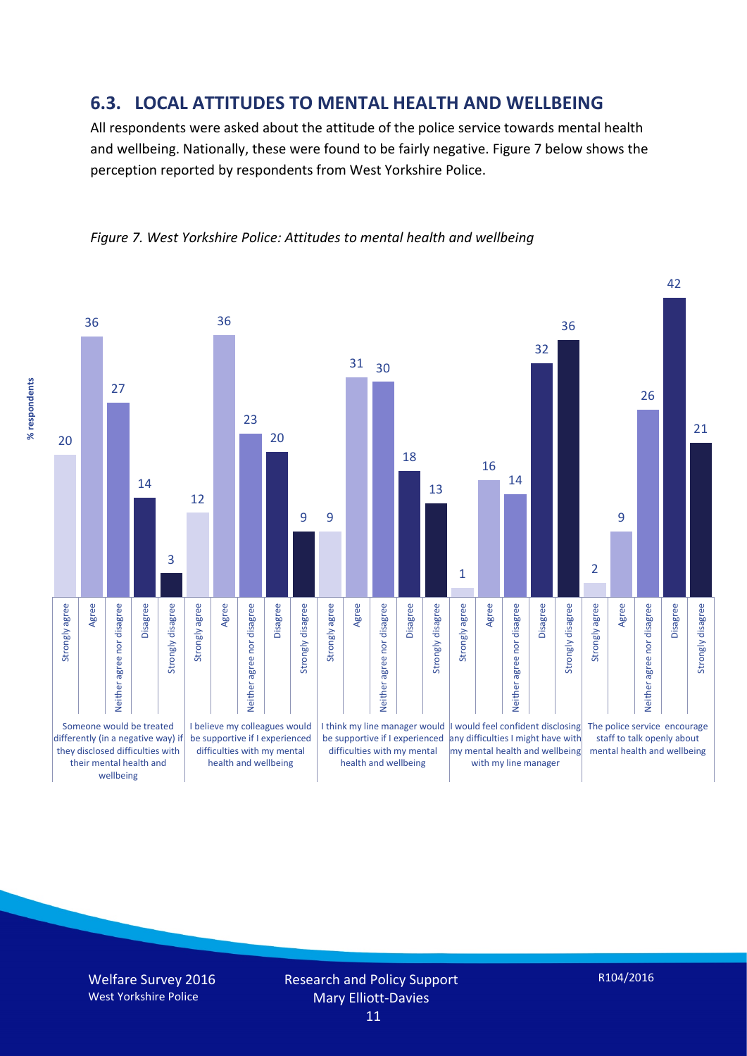## 6.3. LOCAL ATTITUDES TO MENTAL HEALTH AND WELLBEING

All respondents were asked about the attitude of the police service towards mental health and wellbeing. Nationally, these were found to be fairly negative. Figure 7 below shows the perception reported by respondents from West Yorkshire Police.

*Figure 7. West Yorkshire Police: Attitudes to mental health and wellbeing*

% respondents

Someone would be treated differently (in a negative way) if they disclosed difficulties with their mental health and wellbeing
Strongly agree 20
Agree 36
Neither agree nor disagree 27
Disagree 14
Strongly disagree 3

I believe my colleagues would be supportive if I experienced difficulties with my mental health and wellbeing
Strongly agree 12
Agree 36
Neither agree nor disagree 23
Disagree 20
Strongly disagree 9

I think my line manager would be supportive if I experienced difficulties with my mental health and wellbeing
Strongly agree 9
Agree 31
Neither agree nor disagree 30
Disagree 18
Strongly disagree 13

I would feel confident disclosing any difficulties I might have with my mental health and wellbeing with my line manager
Strongly agree 1
Agree 16
Neither agree nor disagree 14
Disagree 32
Strongly disagree 36

The police service encourage staff to talk openly about mental health and wellbeing
Strongly agree 2
Agree 9
Neither agree nor disagree 26
Disagree 42
Strongly disagree 21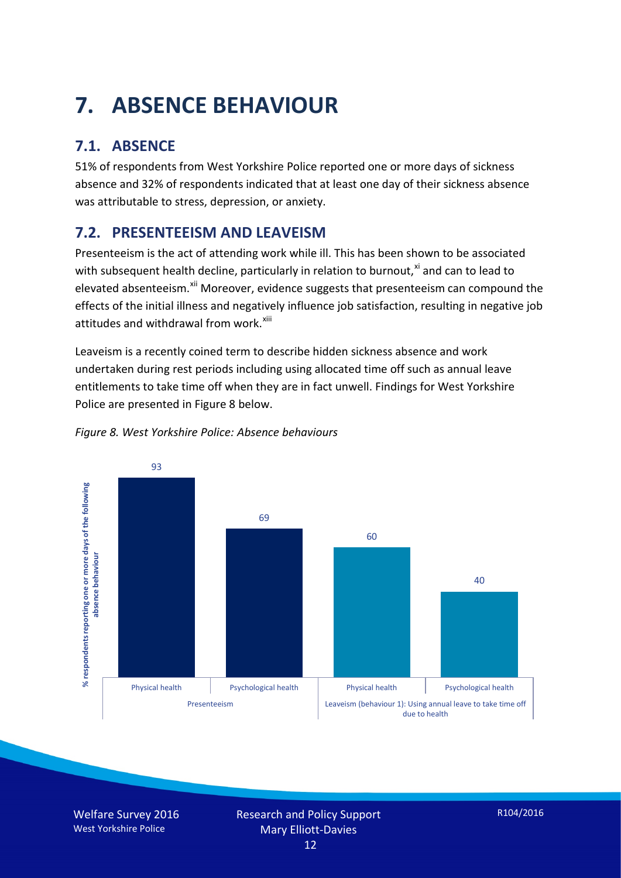# 7. ABSENCE BEHAVIOUR

## 7.1. ABSENCE

51% of respondents from West Yorkshire Police reported one or more days of sickness absence and 32% of respondents indicated that at least one day of their sickness absence was attributable to stress, depression, or anxiety.

## 7.2. PRESENTEEISM AND LEAVEISM

Presenteeism is the act of attending work while ill. This has been shown to be associated with subsequent health decline, particularly in relation to burnout,[xi] and can to lead to elevated absenteeism.[xii] Moreover, evidence suggests that presenteeism can compound the effects of the initial illness and negatively influence job satisfaction, resulting in negative job attitudes and withdrawal from work.[xiii]

Leaveism is a recently coined term to describe hidden sickness absence and work undertaken during rest periods including using allocated time off such as annual leave entitlements to take time off when they are in fact unwell. Findings for West Yorkshire Police are presented in Figure 8 below.

*Figure 8. West Yorkshire Police: Absence behaviours*

% respondents reporting one or more days of the following absence behaviour

93
69
60
40

Physical health
Psychological health
Physical health
Psychological health

Presenteeism
Leaveism (behaviour 1): Using annual leave to take time off due to health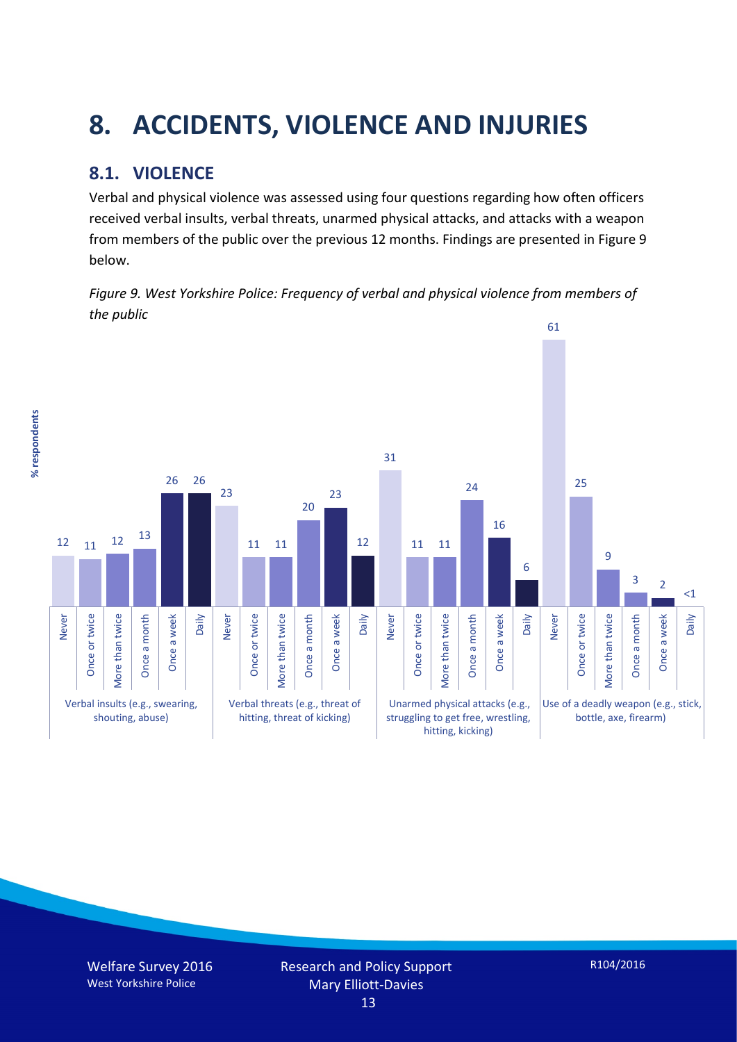# 8. ACCIDENTS, VIOLENCE AND INJURIES

## 8.1. VIOLENCE

Verbal and physical violence was assessed using four questions regarding how often officers received verbal insults, verbal threats, unarmed physical attacks, and attacks with a weapon from members of the public over the previous 12 months. Findings are presented in Figure 9 below.

*Figure 9. West Yorkshire Police: Frequency of verbal and physical violence from members of the public*

% respondents

Verbal insults (e.g., swearing, shouting, abuse)
Never 12
Once or twice 11
More than twice 12
Once a month 13
Once a week 26
Daily 26

Verbal threats (e.g., threat of hitting, threat of kicking)
Never 23
Once or twice 11
More than twice 11
Once a month 20
Once a week 23
Daily 12

Unarmed physical attacks (e.g., struggling to get free, wrestling, hitting, kicking)
Never 31
Once or twice 11
More than twice 11
Once a month 24
Once a week 16
Daily 6

Use of a deadly weapon (e.g., stick, bottle, axe, firearm)
Never 61
Once or twice 25
More than twice 9
Once a month 3
Once a week 2
Daily <1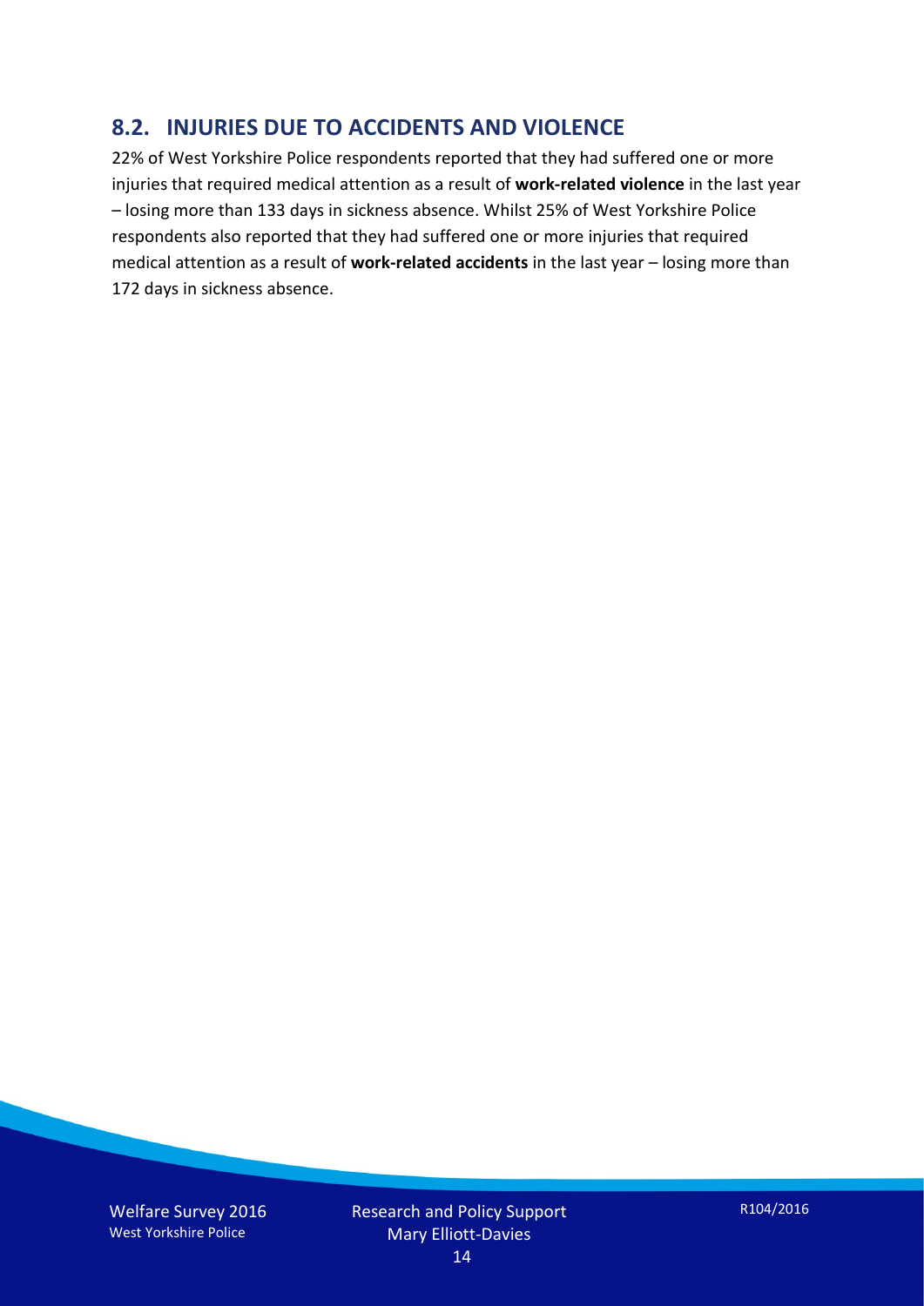## 8.2. INJURIES DUE TO ACCIDENTS AND VIOLENCE

22% of West Yorkshire Police respondents reported that they had suffered one or more injuries that required medical attention as a result of **work-related violence** in the last year – losing more than 133 days in sickness absence. Whilst 25% of West Yorkshire Police respondents also reported that they had suffered one or more injuries that required medical attention as a result of **work-related accidents** in the last year – losing more than 172 days in sickness absence.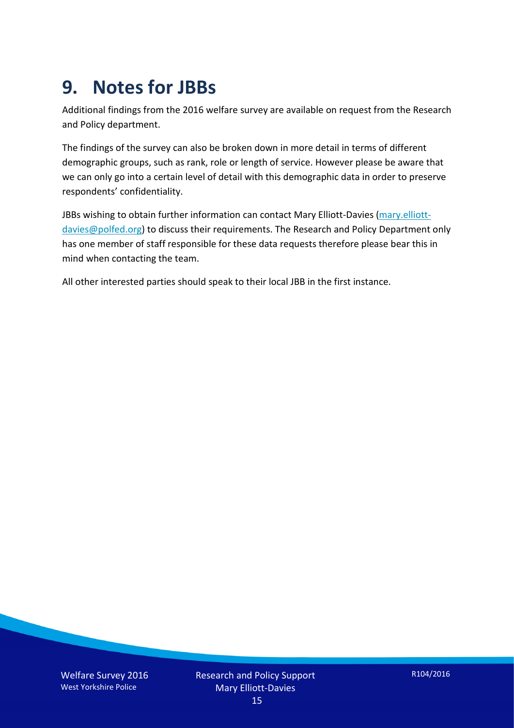# 9. Notes for JBBs

Additional findings from the 2016 welfare survey are available on request from the Research and Policy department.

The findings of the survey can also be broken down in more detail in terms of different demographic groups, such as rank, role or length of service. However please be aware that we can only go into a certain level of detail with this demographic data in order to preserve respondents' confidentiality.

JBBs wishing to obtain further information can contact Mary Elliott-Davies (mary.elliott-davies@polfed.org) to discuss their requirements. The Research and Policy Department only has one member of staff responsible for these data requests therefore please bear this in mind when contacting the team.

All other interested parties should speak to their local JBB in the first instance.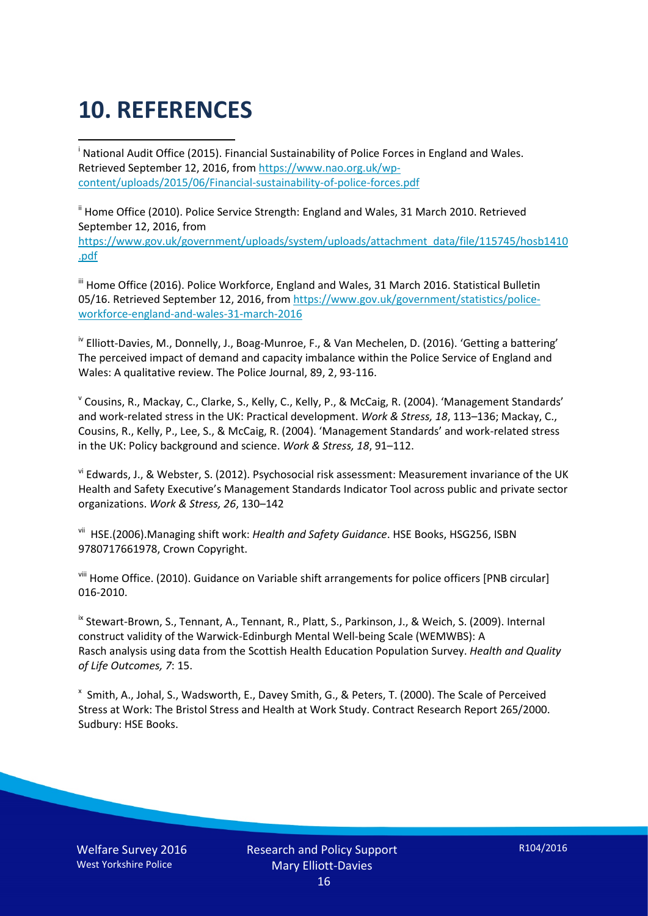# 10. REFERENCES

[i] National Audit Office (2015). Financial Sustainability of Police Forces in England and Wales. Retrieved September 12, 2016, from https://www.nao.org.uk/wp-content/uploads/2015/06/Financial-sustainability-of-police-forces.pdf

[ii] Home Office (2010). Police Service Strength: England and Wales, 31 March 2010. Retrieved September 12, 2016, from https://www.gov.uk/government/uploads/system/uploads/attachment_data/file/115745/hosb1410.pdf

[iii] Home Office (2016). Police Workforce, England and Wales, 31 March 2016. Statistical Bulletin 05/16. Retrieved September 12, 2016, from https://www.gov.uk/government/statistics/police-workforce-england-and-wales-31-march-2016

[iv] Elliott-Davies, M., Donnelly, J., Boag-Munroe, F., & Van Mechelen, D. (2016). 'Getting a battering' The perceived impact of demand and capacity imbalance within the Police Service of England and Wales: A qualitative review. The Police Journal, 89, 2, 93-116.

[v] Cousins, R., Mackay, C., Clarke, S., Kelly, C., Kelly, P., & McCaig, R. (2004). 'Management Standards' and work-related stress in the UK: Practical development. *Work & Stress, 18*, 113–136; Mackay, C., Cousins, R., Kelly, P., Lee, S., & McCaig, R. (2004). 'Management Standards' and work-related stress in the UK: Policy background and science. *Work & Stress, 18*, 91–112.

[vi] Edwards, J., & Webster, S. (2012). Psychosocial risk assessment: Measurement invariance of the UK Health and Safety Executive's Management Standards Indicator Tool across public and private sector organizations. *Work & Stress, 26*, 130–142

[vii] HSE.(2006).Managing shift work: *Health and Safety Guidance*. HSE Books, HSG256, ISBN 9780717661978, Crown Copyright.

[viii] Home Office. (2010). Guidance on Variable shift arrangements for police officers [PNB circular] 016-2010.

[ix] Stewart-Brown, S., Tennant, A., Tennant, R., Platt, S., Parkinson, J., & Weich, S. (2009). Internal construct validity of the Warwick-Edinburgh Mental Well-being Scale (WEMWBS): A Rasch analysis using data from the Scottish Health Education Population Survey. *Health and Quality of Life Outcomes, 7*: 15.

[x] Smith, A., Johal, S., Wadsworth, E., Davey Smith, G., & Peters, T. (2000). The Scale of Perceived Stress at Work: The Bristol Stress and Health at Work Study. Contract Research Report 265/2000. Sudbury: HSE Books.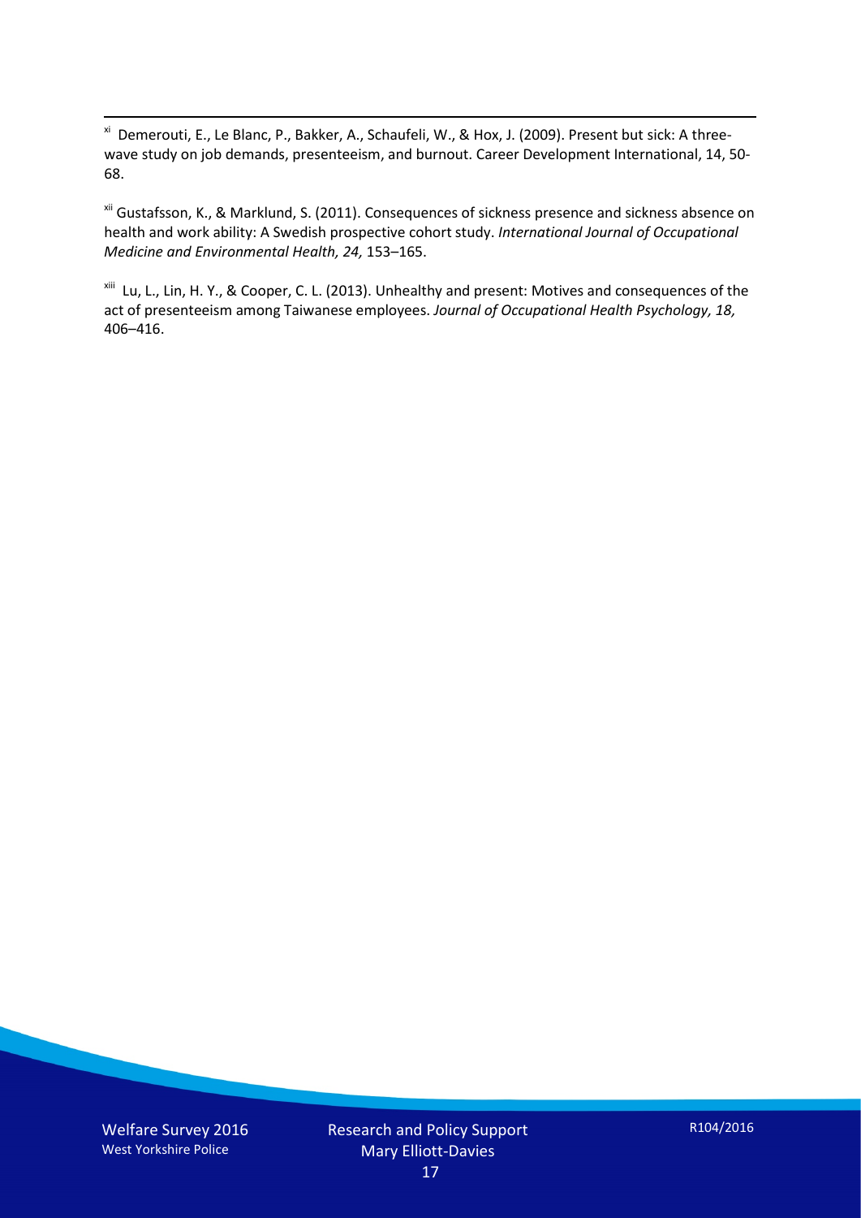[xi] Demerouti, E., Le Blanc, P., Bakker, A., Schaufeli, W., & Hox, J. (2009). Present but sick: A three-wave study on job demands, presenteeism, and burnout. Career Development International, 14, 50-68.

[xii] Gustafsson, K., & Marklund, S. (2011). Consequences of sickness presence and sickness absence on health and work ability: A Swedish prospective cohort study. *International Journal of Occupational Medicine and Environmental Health, 24,* 153–165.

[xiii] Lu, L., Lin, H. Y., & Cooper, C. L. (2013). Unhealthy and present: Motives and consequences of the act of presenteeism among Taiwanese employees. *Journal of Occupational Health Psychology, 18,* 406–416.